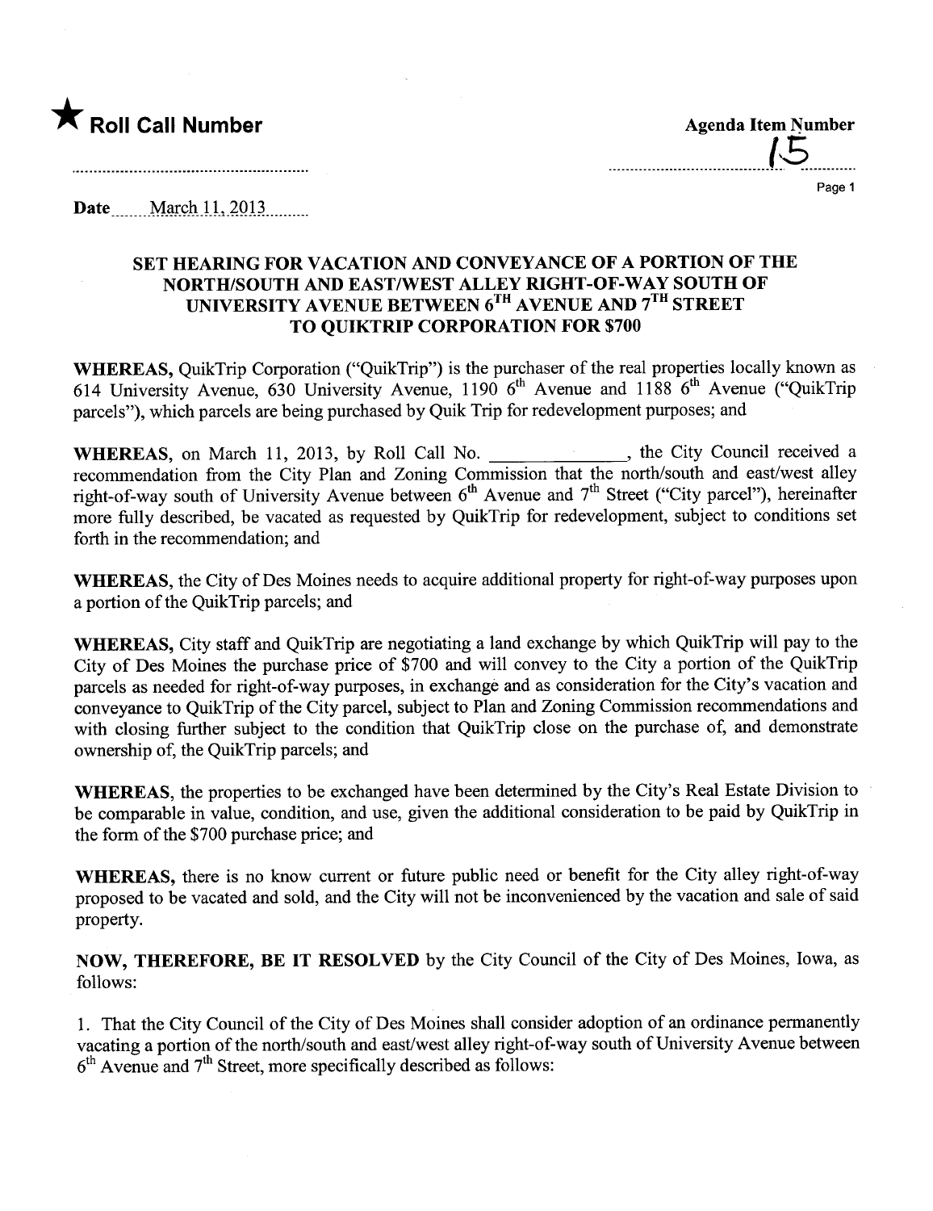★ **Roll Call Number**

**Agenda Item Number**
15

**Date** March 11, 2013

## SET HEARING FOR VACATION AND CONVEYANCE OF A PORTION OF THE NORTH/SOUTH AND EAST/WEST ALLEY RIGHT-OF-WAY SOUTH OF UNIVERSITY AVENUE BETWEEN 6TH AVENUE AND 7TH STREET TO QUIKTRIP CORPORATION FOR $700

**WHEREAS,** QuikTrip Corporation ("QuikTrip") is the purchaser of the real properties locally known as 614 University Avenue, 630 University Avenue, 1190 6th Avenue and 1188 6th Avenue ("QuikTrip parcels"), which parcels are being purchased by Quik Trip for redevelopment purposes; and

**WHEREAS,** on March 11, 2013, by Roll Call No. ______________, the City Council received a recommendation from the City Plan and Zoning Commission that the north/south and east/west alley right-of-way south of University Avenue between 6th Avenue and 7th Street ("City parcel"), hereinafter more fully described, be vacated as requested by QuikTrip for redevelopment, subject to conditions set forth in the recommendation; and

**WHEREAS,** the City of Des Moines needs to acquire additional property for right-of-way purposes upon a portion of the QuikTrip parcels; and

**WHEREAS,** City staff and QuikTrip are negotiating a land exchange by which QuikTrip will pay to the City of Des Moines the purchase price of $700 and will convey to the City a portion of the QuikTrip parcels as needed for right-of-way purposes, in exchange and as consideration for the City's vacation and conveyance to QuikTrip of the City parcel, subject to Plan and Zoning Commission recommendations and with closing further subject to the condition that QuikTrip close on the purchase of, and demonstrate ownership of, the QuikTrip parcels; and

**WHEREAS,** the properties to be exchanged have been determined by the City's Real Estate Division to be comparable in value, condition, and use, given the additional consideration to be paid by QuikTrip in the form of the $700 purchase price; and

**WHEREAS,** there is no know current or future public need or benefit for the City alley right-of-way proposed to be vacated and sold, and the City will not be inconvenienced by the vacation and sale of said property.

**NOW, THEREFORE, BE IT RESOLVED** by the City Council of the City of Des Moines, Iowa, as follows:

1. That the City Council of the City of Des Moines shall consider adoption of an ordinance permanently vacating a portion of the north/south and east/west alley right-of-way south of University Avenue between 6th Avenue and 7th Street, more specifically described as follows: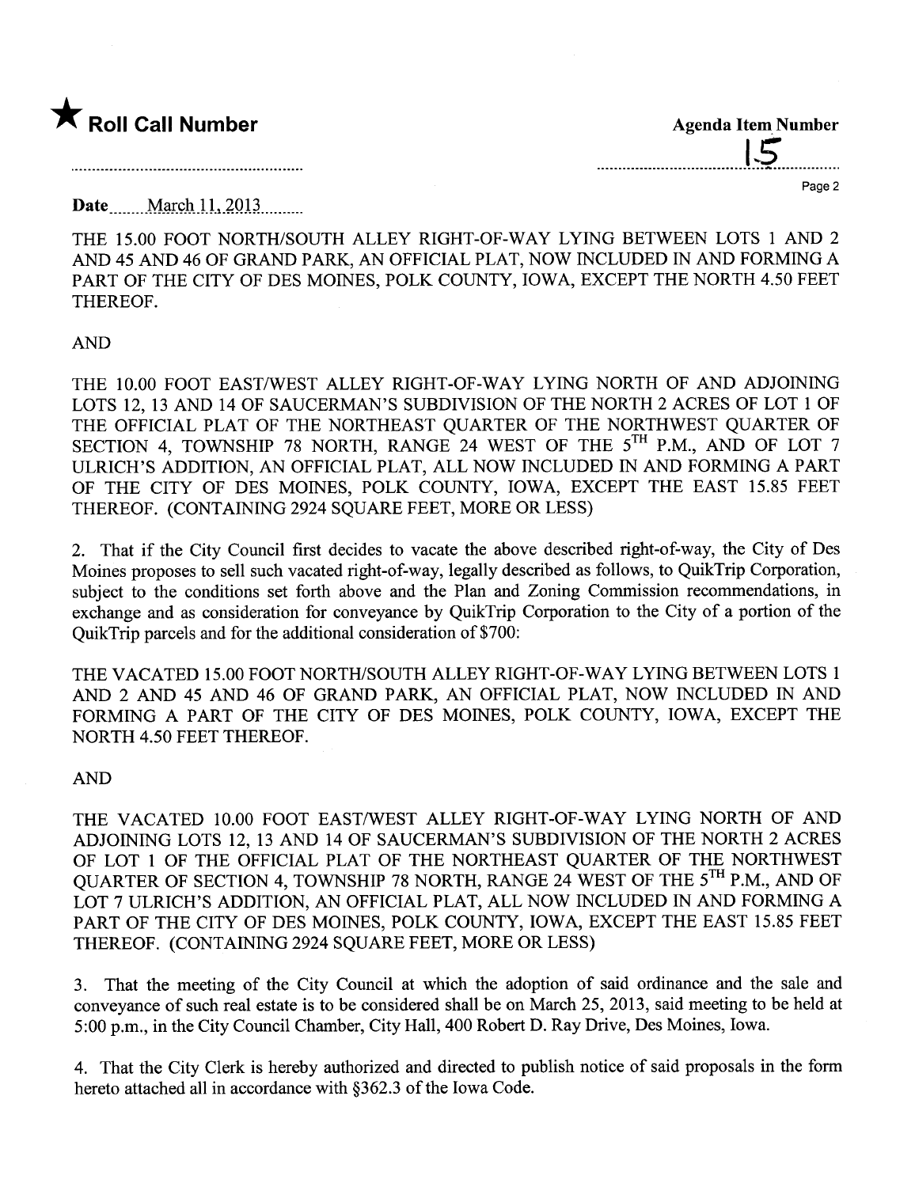★ **Roll Call Number**

**Agenda Item Number** 15

**Date** March 11, 2013

THE 15.00 FOOT NORTH/SOUTH ALLEY RIGHT-OF-WAY LYING BETWEEN LOTS 1 AND 2 AND 45 AND 46 OF GRAND PARK, AN OFFICIAL PLAT, NOW INCLUDED IN AND FORMING A PART OF THE CITY OF DES MOINES, POLK COUNTY, IOWA, EXCEPT THE NORTH 4.50 FEET THEREOF.

AND

THE 10.00 FOOT EAST/WEST ALLEY RIGHT-OF-WAY LYING NORTH OF AND ADJOINING LOTS 12, 13 AND 14 OF SAUCERMAN'S SUBDIVISION OF THE NORTH 2 ACRES OF LOT 1 OF THE OFFICIAL PLAT OF THE NORTHEAST QUARTER OF THE NORTHWEST QUARTER OF SECTION 4, TOWNSHIP 78 NORTH, RANGE 24 WEST OF THE 5TH P.M., AND OF LOT 7 ULRICH'S ADDITION, AN OFFICIAL PLAT, ALL NOW INCLUDED IN AND FORMING A PART OF THE CITY OF DES MOINES, POLK COUNTY, IOWA, EXCEPT THE EAST 15.85 FEET THEREOF. (CONTAINING 2924 SQUARE FEET, MORE OR LESS)

2. That if the City Council first decides to vacate the above described right-of-way, the City of Des Moines proposes to sell such vacated right-of-way, legally described as follows, to QuikTrip Corporation, subject to the conditions set forth above and the Plan and Zoning Commission recommendations, in exchange and as consideration for conveyance by QuikTrip Corporation to the City of a portion of the QuikTrip parcels and for the additional consideration of $700:

THE VACATED 15.00 FOOT NORTH/SOUTH ALLEY RIGHT-OF-WAY LYING BETWEEN LOTS 1 AND 2 AND 45 AND 46 OF GRAND PARK, AN OFFICIAL PLAT, NOW INCLUDED IN AND FORMING A PART OF THE CITY OF DES MOINES, POLK COUNTY, IOWA, EXCEPT THE NORTH 4.50 FEET THEREOF.

AND

THE VACATED 10.00 FOOT EAST/WEST ALLEY RIGHT-OF-WAY LYING NORTH OF AND ADJOINING LOTS 12, 13 AND 14 OF SAUCERMAN'S SUBDIVISION OF THE NORTH 2 ACRES OF LOT 1 OF THE OFFICIAL PLAT OF THE NORTHEAST QUARTER OF THE NORTHWEST QUARTER OF SECTION 4, TOWNSHIP 78 NORTH, RANGE 24 WEST OF THE 5TH P.M., AND OF LOT 7 ULRICH'S ADDITION, AN OFFICIAL PLAT, ALL NOW INCLUDED IN AND FORMING A PART OF THE CITY OF DES MOINES, POLK COUNTY, IOWA, EXCEPT THE EAST 15.85 FEET THEREOF. (CONTAINING 2924 SQUARE FEET, MORE OR LESS)

3. That the meeting of the City Council at which the adoption of said ordinance and the sale and conveyance of such real estate is to be considered shall be on March 25, 2013, said meeting to be held at 5:00 p.m., in the City Council Chamber, City Hall, 400 Robert D. Ray Drive, Des Moines, Iowa.

4. That the City Clerk is hereby authorized and directed to publish notice of said proposals in the form hereto attached all in accordance with §362.3 of the Iowa Code.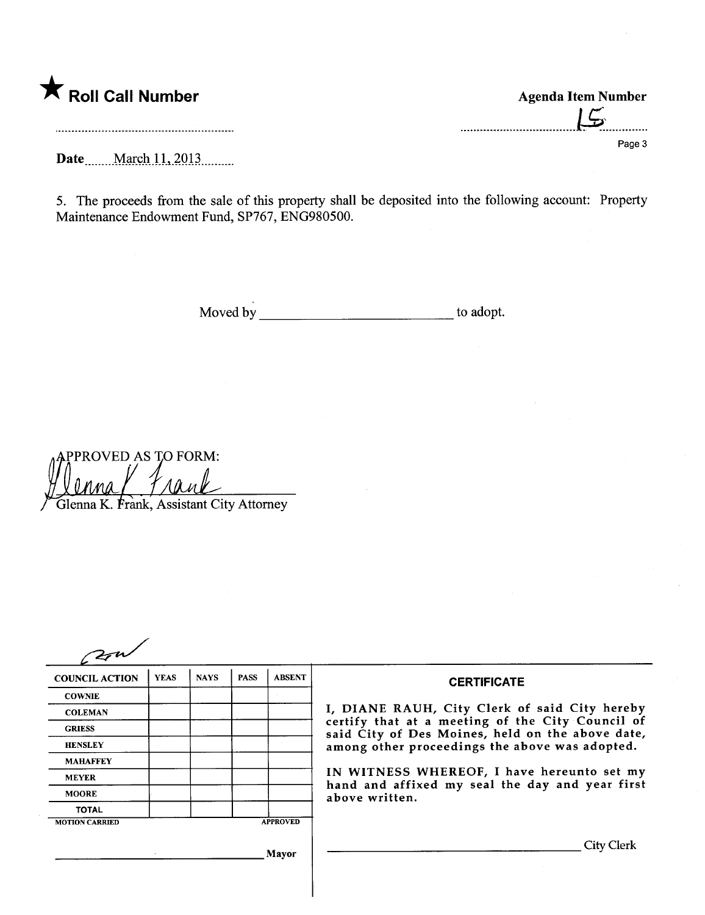★ **Roll Call Number**

**Agenda Item Number**

15

**Date** March 11, 2013

5. The proceeds from the sale of this property shall be deposited into the following account: Property Maintenance Endowment Fund, SP767, ENG980500.

Moved by __________________________ to adopt.

APPROVED AS TO FORM:

Glenna K. Frank, Assistant City Attorney

| COUNCIL ACTION | YEAS | NAYS | PASS | ABSENT |
|---|---|---|---|---|
| COWNIE | | | | |
| COLEMAN | | | | |
| GRIESS | | | | |
| HENSLEY | | | | |
| MAHAFFEY | | | | |
| MEYER | | | | |
| MOORE | | | | |
| TOTAL | | | | |
| MOTION CARRIED | | | | APPROVED |

______________________________ Mayor

**CERTIFICATE**

I, DIANE RAUH, City Clerk of said City hereby certify that at a meeting of the City Council of said City of Des Moines, held on the above date, among other proceedings the above was adopted.

IN WITNESS WHEREOF, I have hereunto set my hand and affixed my seal the day and year first above written.

______________________________ City Clerk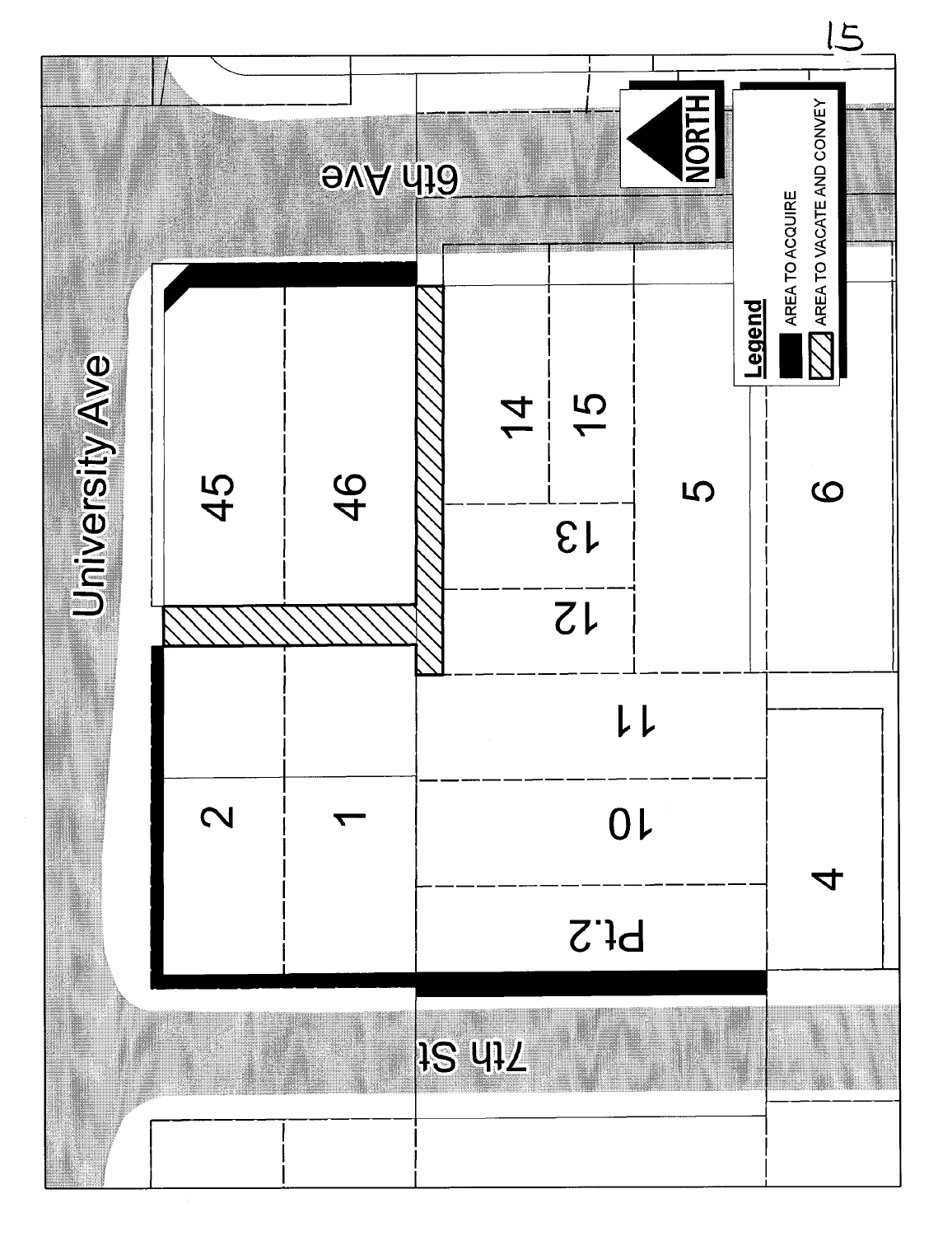15

University Ave

6th Ave

7th St

NORTH

**Legend**

- AREA TO ACQUIRE
- AREA TO VACATE AND CONVEY

45

46

14

15

13

12

5

6

2

1

11

10

Pt.2

4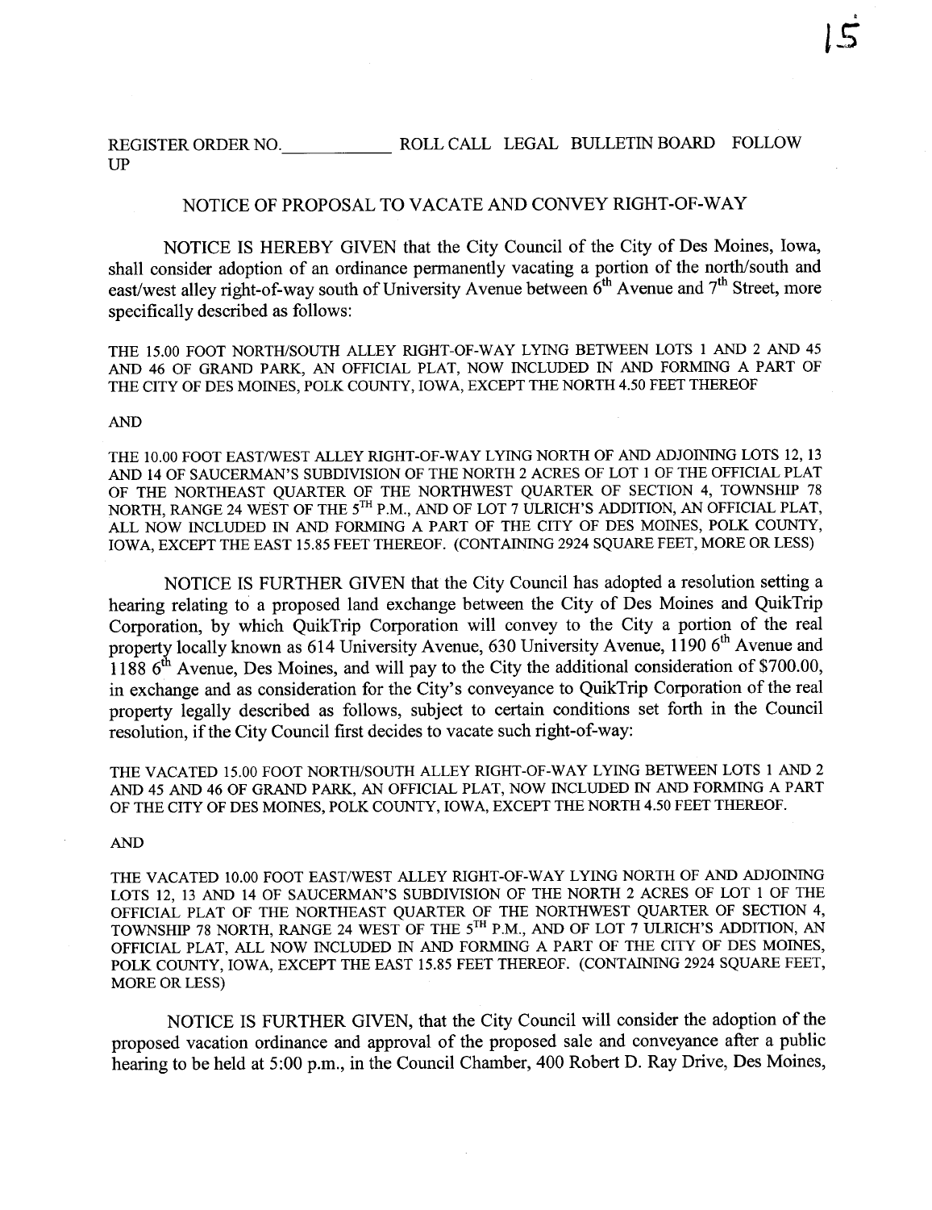REGISTER ORDER NO.____________ ROLL CALL LEGAL BULLETIN BOARD FOLLOW UP

# NOTICE OF PROPOSAL TO VACATE AND CONVEY RIGHT-OF-WAY

NOTICE IS HEREBY GIVEN that the City Council of the City of Des Moines, Iowa, shall consider adoption of an ordinance permanently vacating a portion of the north/south and east/west alley right-of-way south of University Avenue between 6th Avenue and 7th Street, more specifically described as follows:

THE 15.00 FOOT NORTH/SOUTH ALLEY RIGHT-OF-WAY LYING BETWEEN LOTS 1 AND 2 AND 45 AND 46 OF GRAND PARK, AN OFFICIAL PLAT, NOW INCLUDED IN AND FORMING A PART OF THE CITY OF DES MOINES, POLK COUNTY, IOWA, EXCEPT THE NORTH 4.50 FEET THEREOF

AND

THE 10.00 FOOT EAST/WEST ALLEY RIGHT-OF-WAY LYING NORTH OF AND ADJOINING LOTS 12, 13 AND 14 OF SAUCERMAN'S SUBDIVISION OF THE NORTH 2 ACRES OF LOT 1 OF THE OFFICIAL PLAT OF THE NORTHEAST QUARTER OF THE NORTHWEST QUARTER OF SECTION 4, TOWNSHIP 78 NORTH, RANGE 24 WEST OF THE 5TH P.M., AND OF LOT 7 ULRICH'S ADDITION, AN OFFICIAL PLAT, ALL NOW INCLUDED IN AND FORMING A PART OF THE CITY OF DES MOINES, POLK COUNTY, IOWA, EXCEPT THE EAST 15.85 FEET THEREOF. (CONTAINING 2924 SQUARE FEET, MORE OR LESS)

NOTICE IS FURTHER GIVEN that the City Council has adopted a resolution setting a hearing relating to a proposed land exchange between the City of Des Moines and QuikTrip Corporation, by which QuikTrip Corporation will convey to the City a portion of the real property locally known as 614 University Avenue, 630 University Avenue, 1190 6th Avenue and 1188 6th Avenue, Des Moines, and will pay to the City the additional consideration of $700.00, in exchange and as consideration for the City's conveyance to QuikTrip Corporation of the real property legally described as follows, subject to certain conditions set forth in the Council resolution, if the City Council first decides to vacate such right-of-way:

THE VACATED 15.00 FOOT NORTH/SOUTH ALLEY RIGHT-OF-WAY LYING BETWEEN LOTS 1 AND 2 AND 45 AND 46 OF GRAND PARK, AN OFFICIAL PLAT, NOW INCLUDED IN AND FORMING A PART OF THE CITY OF DES MOINES, POLK COUNTY, IOWA, EXCEPT THE NORTH 4.50 FEET THEREOF.

AND

THE VACATED 10.00 FOOT EAST/WEST ALLEY RIGHT-OF-WAY LYING NORTH OF AND ADJOINING LOTS 12, 13 AND 14 OF SAUCERMAN'S SUBDIVISION OF THE NORTH 2 ACRES OF LOT 1 OF THE OFFICIAL PLAT OF THE NORTHEAST QUARTER OF THE NORTHWEST QUARTER OF SECTION 4, TOWNSHIP 78 NORTH, RANGE 24 WEST OF THE 5TH P.M., AND OF LOT 7 ULRICH'S ADDITION, AN OFFICIAL PLAT, ALL NOW INCLUDED IN AND FORMING A PART OF THE CITY OF DES MOINES, POLK COUNTY, IOWA, EXCEPT THE EAST 15.85 FEET THEREOF. (CONTAINING 2924 SQUARE FEET, MORE OR LESS)

NOTICE IS FURTHER GIVEN, that the City Council will consider the adoption of the proposed vacation ordinance and approval of the proposed sale and conveyance after a public hearing to be held at 5:00 p.m., in the Council Chamber, 400 Robert D. Ray Drive, Des Moines,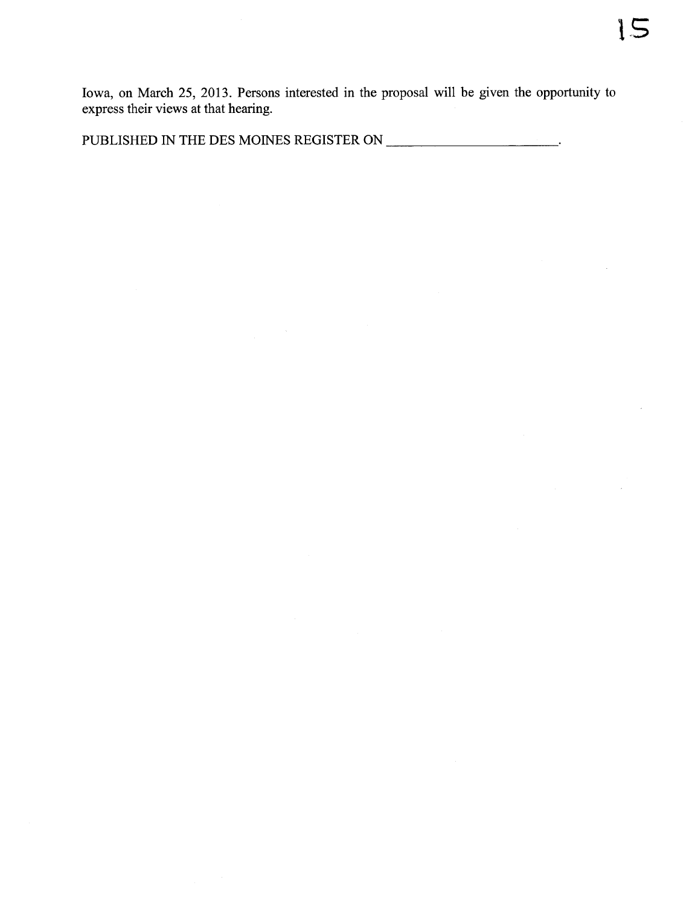Iowa, on March 25, 2013. Persons interested in the proposal will be given the opportunity to express their views at that hearing.

PUBLISHED IN THE DES MOINES REGISTER ON \_\_\_\_\_\_\_\_\_\_\_\_\_\_\_\_\_\_\_\_\_\_\_\_.